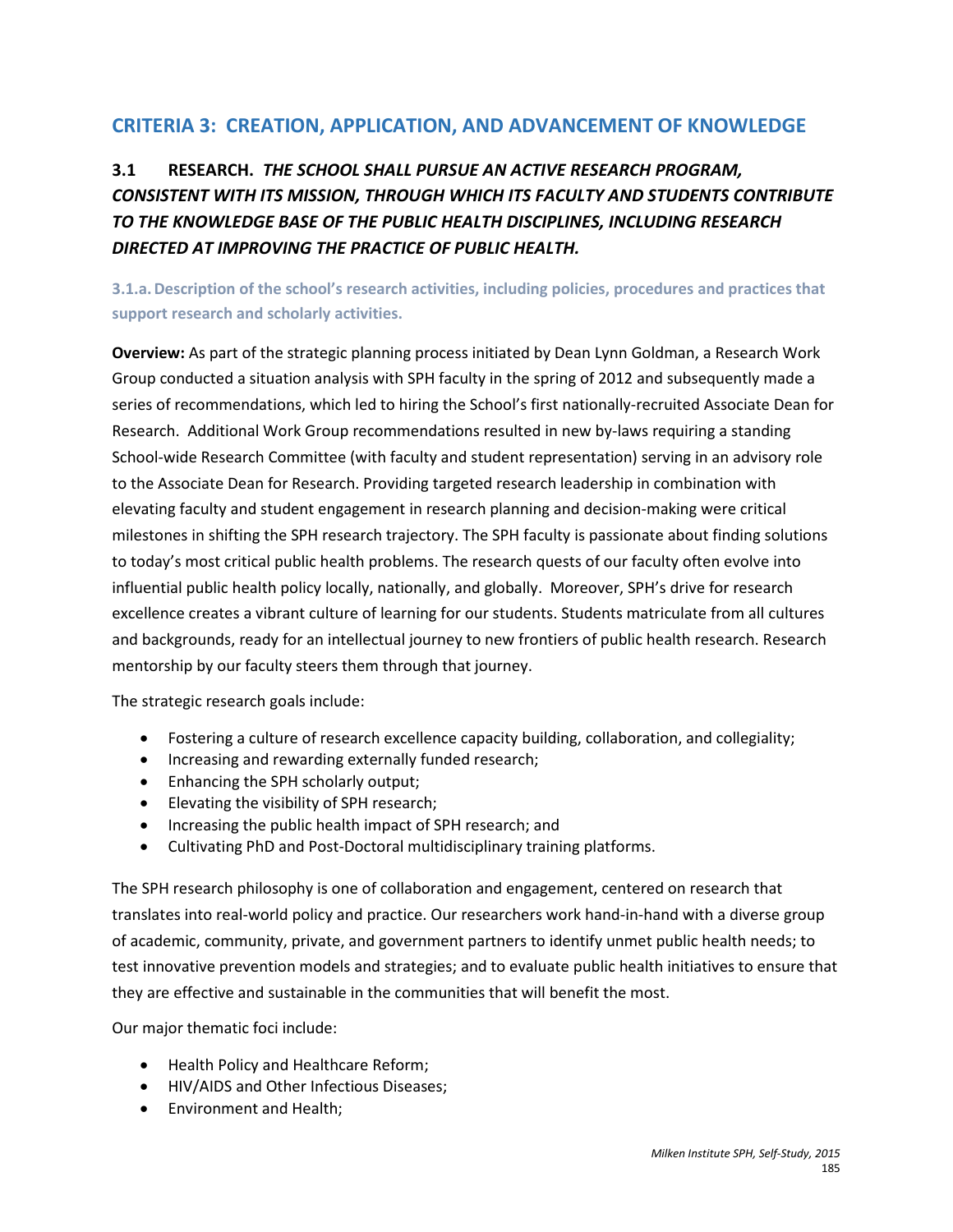## CRITERIA 3: CREATION, APPLICATION, AND ADVANCEMENT OF KNOWLEDGE

### 3.1 RESEARCH. *THE SCHOOL SHALL PURSUE AN ACTIVE RESEARCH PROGRAM, CONSISTENT WITH ITS MISSION, THROUGH WHICH ITS FACULTY AND STUDENTS CONTRIBUTE TO THE KNOWLEDGE BASE OF THE PUBLIC HEALTH DISCIPLINES, INCLUDING RESEARCH DIRECTED AT IMPROVING THE PRACTICE OF PUBLIC HEALTH.*

#### 3.1.a. Description of the school's research activities, including policies, procedures and practices that support research and scholarly activities.

**Overview:** As part of the strategic planning process initiated by Dean Lynn Goldman, a Research Work Group conducted a situation analysis with SPH faculty in the spring of 2012 and subsequently made a series of recommendations, which led to hiring the School's first nationally-recruited Associate Dean for Research. Additional Work Group recommendations resulted in new by-laws requiring a standing School-wide Research Committee (with faculty and student representation) serving in an advisory role to the Associate Dean for Research. Providing targeted research leadership in combination with elevating faculty and student engagement in research planning and decision-making were critical milestones in shifting the SPH research trajectory. The SPH faculty is passionate about finding solutions to today's most critical public health problems. The research quests of our faculty often evolve into influential public health policy locally, nationally, and globally. Moreover, SPH's drive for research excellence creates a vibrant culture of learning for our students. Students matriculate from all cultures and backgrounds, ready for an intellectual journey to new frontiers of public health research. Research mentorship by our faculty steers them through that journey.

The strategic research goals include:

- Fostering a culture of research excellence capacity building, collaboration, and collegiality;
- Increasing and rewarding externally funded research;
- Enhancing the SPH scholarly output;
- Elevating the visibility of SPH research;
- Increasing the public health impact of SPH research; and
- Cultivating PhD and Post-Doctoral multidisciplinary training platforms.

The SPH research philosophy is one of collaboration and engagement, centered on research that translates into real-world policy and practice. Our researchers work hand-in-hand with a diverse group of academic, community, private, and government partners to identify unmet public health needs; to test innovative prevention models and strategies; and to evaluate public health initiatives to ensure that they are effective and sustainable in the communities that will benefit the most.

Our major thematic foci include:

- Health Policy and Healthcare Reform;
- HIV/AIDS and Other Infectious Diseases;
- Environment and Health;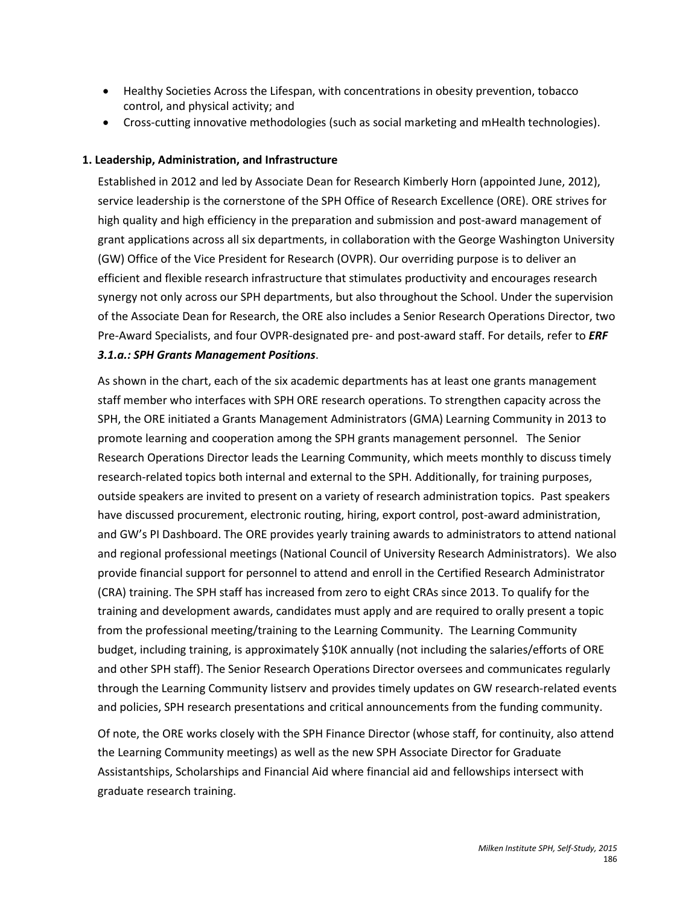- Healthy Societies Across the Lifespan, with concentrations in obesity prevention, tobacco control, and physical activity; and
- Cross-cutting innovative methodologies (such as social marketing and mHealth technologies).

**1. Leadership, Administration, and Infrastructure**

Established in 2012 and led by Associate Dean for Research Kimberly Horn (appointed June, 2012), service leadership is the cornerstone of the SPH Office of Research Excellence (ORE). ORE strives for high quality and high efficiency in the preparation and submission and post-award management of grant applications across all six departments, in collaboration with the George Washington University (GW) Office of the Vice President for Research (OVPR). Our overriding purpose is to deliver an efficient and flexible research infrastructure that stimulates productivity and encourages research synergy not only across our SPH departments, but also throughout the School. Under the supervision of the Associate Dean for Research, the ORE also includes a Senior Research Operations Director, two Pre-Award Specialists, and four OVPR-designated pre- and post-award staff. For details, refer to ***ERF 3.1.a.: SPH Grants Management Positions***.

As shown in the chart, each of the six academic departments has at least one grants management staff member who interfaces with SPH ORE research operations. To strengthen capacity across the SPH, the ORE initiated a Grants Management Administrators (GMA) Learning Community in 2013 to promote learning and cooperation among the SPH grants management personnel. The Senior Research Operations Director leads the Learning Community, which meets monthly to discuss timely research-related topics both internal and external to the SPH. Additionally, for training purposes, outside speakers are invited to present on a variety of research administration topics. Past speakers have discussed procurement, electronic routing, hiring, export control, post-award administration, and GW's PI Dashboard. The ORE provides yearly training awards to administrators to attend national and regional professional meetings (National Council of University Research Administrators). We also provide financial support for personnel to attend and enroll in the Certified Research Administrator (CRA) training. The SPH staff has increased from zero to eight CRAs since 2013. To qualify for the training and development awards, candidates must apply and are required to orally present a topic from the professional meeting/training to the Learning Community. The Learning Community budget, including training, is approximately $10K annually (not including the salaries/efforts of ORE and other SPH staff). The Senior Research Operations Director oversees and communicates regularly through the Learning Community listserv and provides timely updates on GW research-related events and policies, SPH research presentations and critical announcements from the funding community.

Of note, the ORE works closely with the SPH Finance Director (whose staff, for continuity, also attend the Learning Community meetings) as well as the new SPH Associate Director for Graduate Assistantships, Scholarships and Financial Aid where financial aid and fellowships intersect with graduate research training.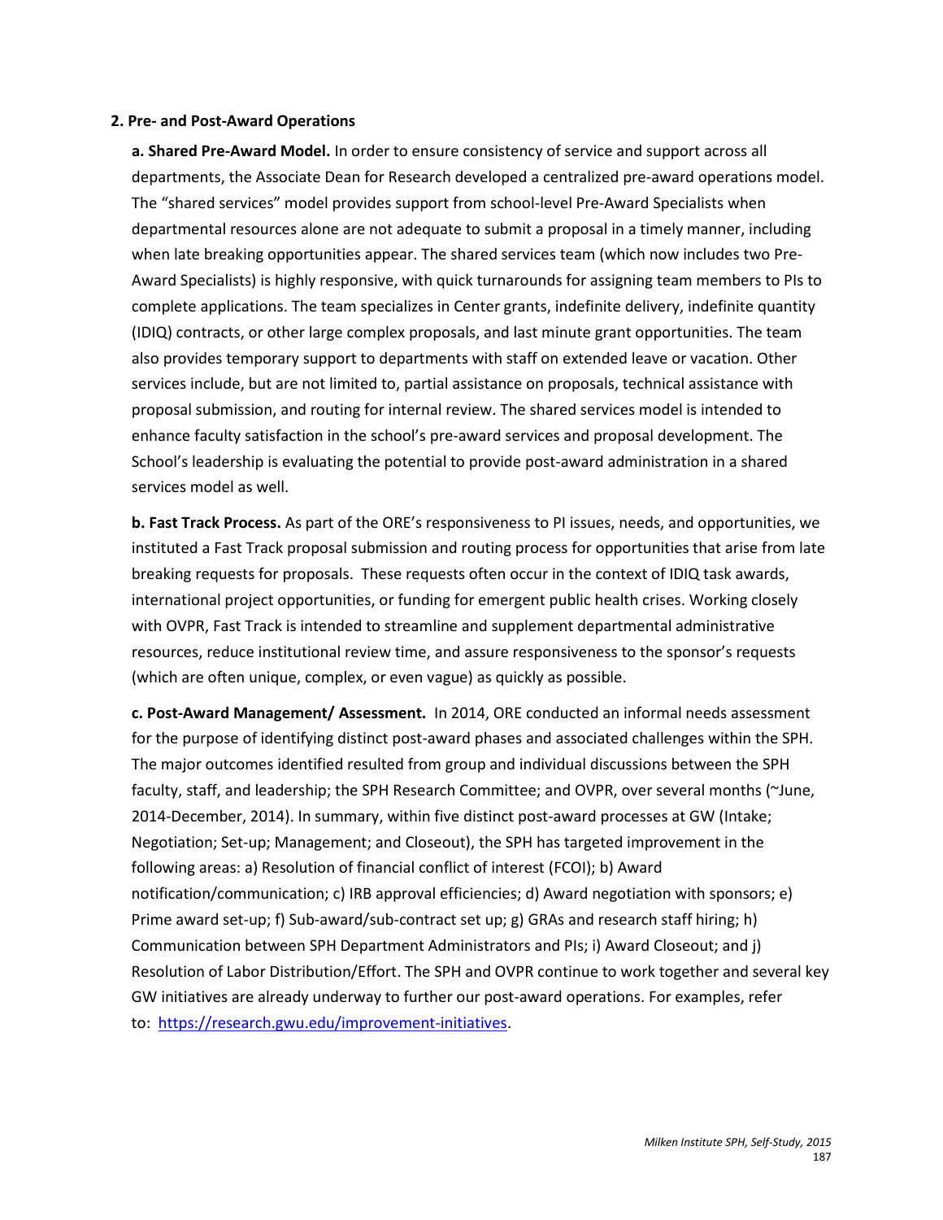**2. Pre- and Post-Award Operations**

**a. Shared Pre-Award Model.** In order to ensure consistency of service and support across all departments, the Associate Dean for Research developed a centralized pre-award operations model. The "shared services" model provides support from school-level Pre-Award Specialists when departmental resources alone are not adequate to submit a proposal in a timely manner, including when late breaking opportunities appear. The shared services team (which now includes two Pre-Award Specialists) is highly responsive, with quick turnarounds for assigning team members to PIs to complete applications. The team specializes in Center grants, indefinite delivery, indefinite quantity (IDIQ) contracts, or other large complex proposals, and last minute grant opportunities. The team also provides temporary support to departments with staff on extended leave or vacation. Other services include, but are not limited to, partial assistance on proposals, technical assistance with proposal submission, and routing for internal review. The shared services model is intended to enhance faculty satisfaction in the school's pre-award services and proposal development. The School's leadership is evaluating the potential to provide post-award administration in a shared services model as well.

**b. Fast Track Process.** As part of the ORE's responsiveness to PI issues, needs, and opportunities, we instituted a Fast Track proposal submission and routing process for opportunities that arise from late breaking requests for proposals. These requests often occur in the context of IDIQ task awards, international project opportunities, or funding for emergent public health crises. Working closely with OVPR, Fast Track is intended to streamline and supplement departmental administrative resources, reduce institutional review time, and assure responsiveness to the sponsor's requests (which are often unique, complex, or even vague) as quickly as possible.

**c. Post-Award Management/ Assessment.** In 2014, ORE conducted an informal needs assessment for the purpose of identifying distinct post-award phases and associated challenges within the SPH. The major outcomes identified resulted from group and individual discussions between the SPH faculty, staff, and leadership; the SPH Research Committee; and OVPR, over several months (~June, 2014-December, 2014). In summary, within five distinct post-award processes at GW (Intake; Negotiation; Set-up; Management; and Closeout), the SPH has targeted improvement in the following areas: a) Resolution of financial conflict of interest (FCOI); b) Award notification/communication; c) IRB approval efficiencies; d) Award negotiation with sponsors; e) Prime award set-up; f) Sub-award/sub-contract set up; g) GRAs and research staff hiring; h) Communication between SPH Department Administrators and PIs; i) Award Closeout; and j) Resolution of Labor Distribution/Effort. The SPH and OVPR continue to work together and several key GW initiatives are already underway to further our post-award operations. For examples, refer to: [https://research.gwu.edu/improvement-initiatives](https://research.gwu.edu/improvement-initiatives).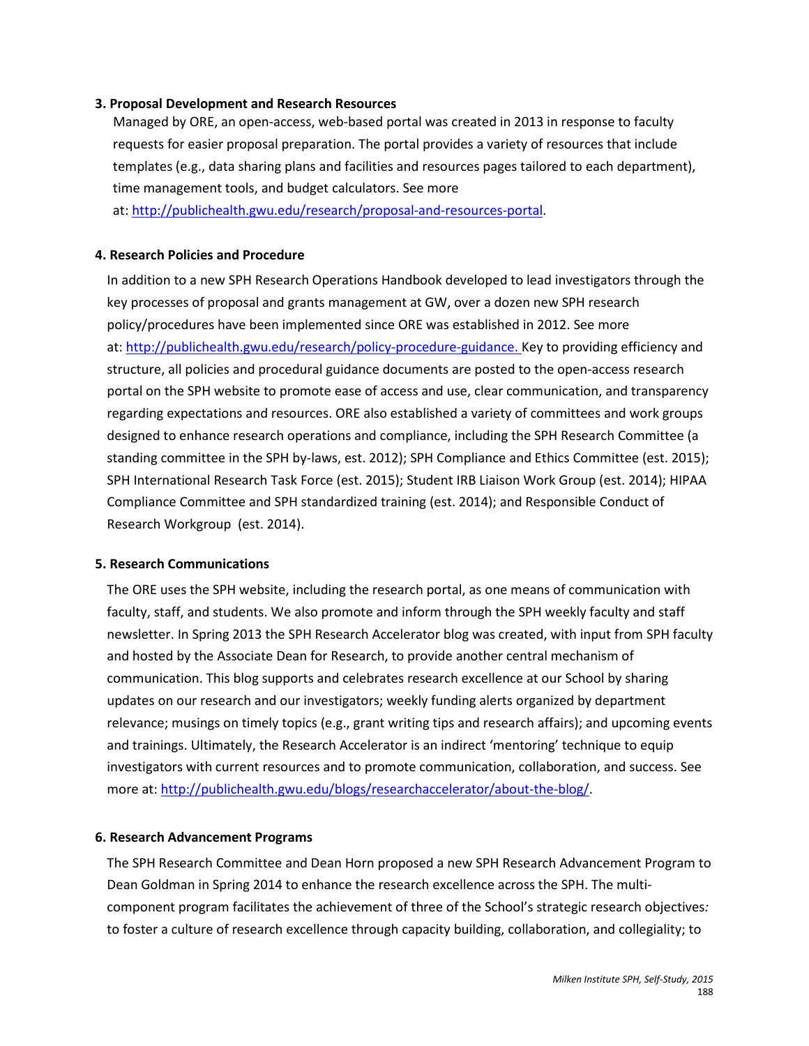**3. Proposal Development and Research Resources**

Managed by ORE, an open-access, web-based portal was created in 2013 in response to faculty requests for easier proposal preparation. The portal provides a variety of resources that include templates (e.g., data sharing plans and facilities and resources pages tailored to each department), time management tools, and budget calculators. See more at: [http://publichealth.gwu.edu/research/proposal-and-resources-portal](http://publichealth.gwu.edu/research/proposal-and-resources-portal).

**4. Research Policies and Procedure**

In addition to a new SPH Research Operations Handbook developed to lead investigators through the key processes of proposal and grants management at GW, over a dozen new SPH research policy/procedures have been implemented since ORE was established in 2012. See more at: [http://publichealth.gwu.edu/research/policy-procedure-guidance.](http://publichealth.gwu.edu/research/policy-procedure-guidance) Key to providing efficiency and structure, all policies and procedural guidance documents are posted to the open-access research portal on the SPH website to promote ease of access and use, clear communication, and transparency regarding expectations and resources. ORE also established a variety of committees and work groups designed to enhance research operations and compliance, including the SPH Research Committee (a standing committee in the SPH by-laws, est. 2012); SPH Compliance and Ethics Committee (est. 2015); SPH International Research Task Force (est. 2015); Student IRB Liaison Work Group (est. 2014); HIPAA Compliance Committee and SPH standardized training (est. 2014); and Responsible Conduct of Research Workgroup (est. 2014).

**5. Research Communications**

The ORE uses the SPH website, including the research portal, as one means of communication with faculty, staff, and students. We also promote and inform through the SPH weekly faculty and staff newsletter. In Spring 2013 the SPH Research Accelerator blog was created, with input from SPH faculty and hosted by the Associate Dean for Research, to provide another central mechanism of communication. This blog supports and celebrates research excellence at our School by sharing updates on our research and our investigators; weekly funding alerts organized by department relevance; musings on timely topics (e.g., grant writing tips and research affairs); and upcoming events and trainings. Ultimately, the Research Accelerator is an indirect 'mentoring' technique to equip investigators with current resources and to promote communication, collaboration, and success. See more at: [http://publichealth.gwu.edu/blogs/researchaccelerator/about-the-blog/](http://publichealth.gwu.edu/blogs/researchaccelerator/about-the-blog/).

**6. Research Advancement Programs**

The SPH Research Committee and Dean Horn proposed a new SPH Research Advancement Program to Dean Goldman in Spring 2014 to enhance the research excellence across the SPH. The multi-component program facilitates the achievement of three of the School's strategic research objectives*:* to foster a culture of research excellence through capacity building, collaboration, and collegiality; to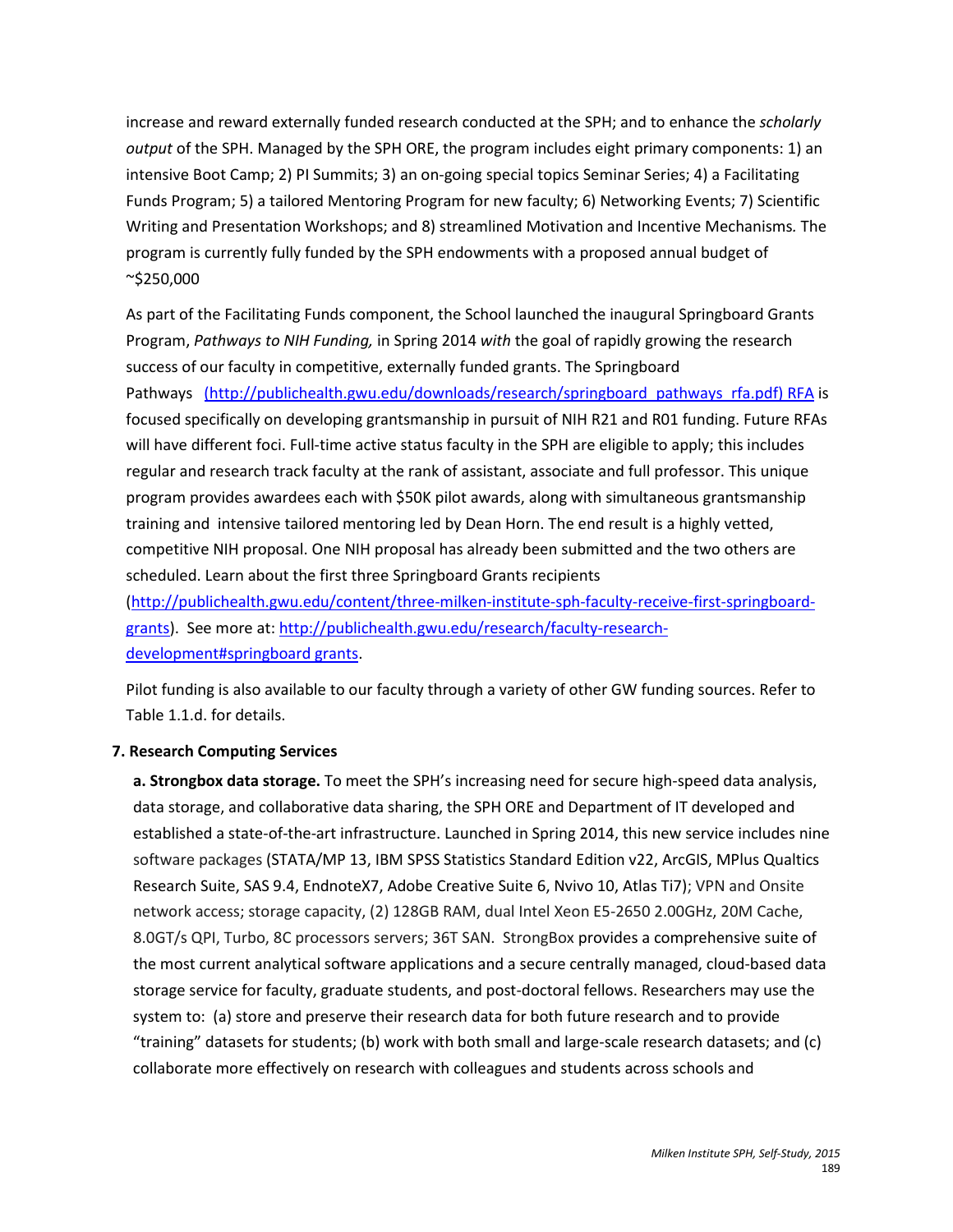increase and reward externally funded research conducted at the SPH; and to enhance the *scholarly output* of the SPH. Managed by the SPH ORE, the program includes eight primary components: 1) an intensive Boot Camp; 2) PI Summits; 3) an on-going special topics Seminar Series; 4) a Facilitating Funds Program; 5) a tailored Mentoring Program for new faculty; 6) Networking Events; 7) Scientific Writing and Presentation Workshops; and 8) streamlined Motivation and Incentive Mechanisms. The program is currently fully funded by the SPH endowments with a proposed annual budget of ~$250,000

As part of the Facilitating Funds component, the School launched the inaugural Springboard Grants Program, *Pathways to NIH Funding,* in Spring 2014 *with* the goal of rapidly growing the research success of our faculty in competitive, externally funded grants. The Springboard Pathways [(http://publichealth.gwu.edu/downloads/research/springboard_pathways_rfa.pdf) RFA](http://publichealth.gwu.edu/downloads/research/springboard_pathways_rfa.pdf) is focused specifically on developing grantsmanship in pursuit of NIH R21 and R01 funding. Future RFAs will have different foci. Full-time active status faculty in the SPH are eligible to apply; this includes regular and research track faculty at the rank of assistant, associate and full professor. This unique program provides awardees each with $50K pilot awards, along with simultaneous grantsmanship training and intensive tailored mentoring led by Dean Horn. The end result is a highly vetted, competitive NIH proposal. One NIH proposal has already been submitted and the two others are scheduled. Learn about the first three Springboard Grants recipients ([http://publichealth.gwu.edu/content/three-milken-institute-sph-faculty-receive-first-springboard-grants](http://publichealth.gwu.edu/content/three-milken-institute-sph-faculty-receive-first-springboard-grants)). See more at: [http://publichealth.gwu.edu/research/faculty-research-development#springboard grants](http://publichealth.gwu.edu/research/faculty-research-development#springboard grants).

Pilot funding is also available to our faculty through a variety of other GW funding sources. Refer to Table 1.1.d. for details.

**7. Research Computing Services**

**a. Strongbox data storage.** To meet the SPH's increasing need for secure high-speed data analysis, data storage, and collaborative data sharing, the SPH ORE and Department of IT developed and established a state-of-the-art infrastructure. Launched in Spring 2014, this new service includes nine software packages (STATA/MP 13, IBM SPSS Statistics Standard Edition v22, ArcGIS, MPlus Qualtics Research Suite, SAS 9.4, EndnoteX7, Adobe Creative Suite 6, Nvivo 10, Atlas Ti7); VPN and Onsite network access; storage capacity, (2) 128GB RAM, dual Intel Xeon E5-2650 2.00GHz, 20M Cache, 8.0GT/s QPI, Turbo, 8C processors servers; 36T SAN. StrongBox provides a comprehensive suite of the most current analytical software applications and a secure centrally managed, cloud-based data storage service for faculty, graduate students, and post-doctoral fellows. Researchers may use the system to: (a) store and preserve their research data for both future research and to provide "training" datasets for students; (b) work with both small and large-scale research datasets; and (c) collaborate more effectively on research with colleagues and students across schools and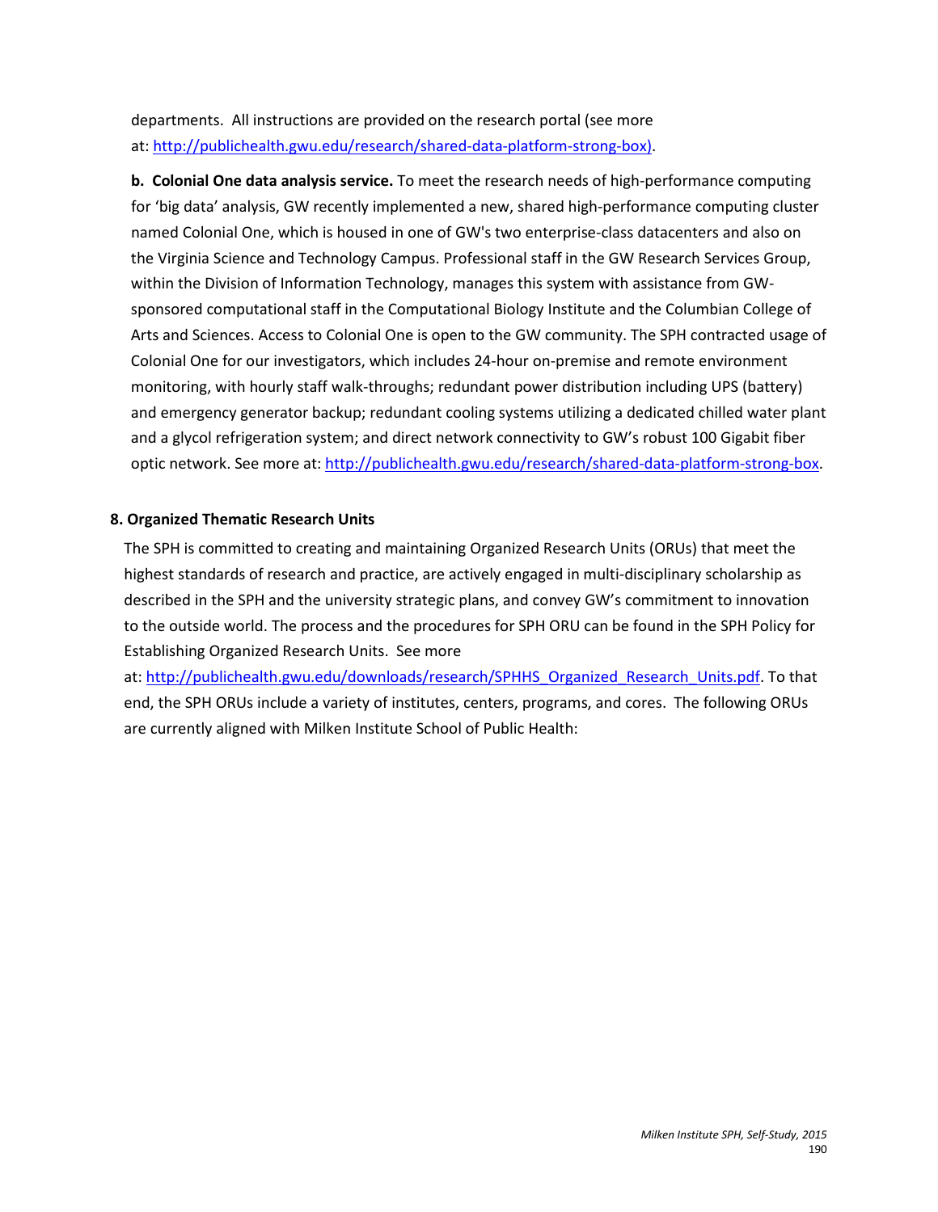departments. All instructions are provided on the research portal (see more at: [http://publichealth.gwu.edu/research/shared-data-platform-strong-box)](http://publichealth.gwu.edu/research/shared-data-platform-strong-box).

**b. Colonial One data analysis service.** To meet the research needs of high-performance computing for 'big data' analysis, GW recently implemented a new, shared high-performance computing cluster named Colonial One, which is housed in one of GW's two enterprise-class datacenters and also on the Virginia Science and Technology Campus. Professional staff in the GW Research Services Group, within the Division of Information Technology, manages this system with assistance from GW-sponsored computational staff in the Computational Biology Institute and the Columbian College of Arts and Sciences. Access to Colonial One is open to the GW community. The SPH contracted usage of Colonial One for our investigators, which includes 24-hour on-premise and remote environment monitoring, with hourly staff walk-throughs; redundant power distribution including UPS (battery) and emergency generator backup; redundant cooling systems utilizing a dedicated chilled water plant and a glycol refrigeration system; and direct network connectivity to GW's robust 100 Gigabit fiber optic network. See more at: [http://publichealth.gwu.edu/research/shared-data-platform-strong-box](http://publichealth.gwu.edu/research/shared-data-platform-strong-box).

### 8. Organized Thematic Research Units

The SPH is committed to creating and maintaining Organized Research Units (ORUs) that meet the highest standards of research and practice, are actively engaged in multi-disciplinary scholarship as described in the SPH and the university strategic plans, and convey GW's commitment to innovation to the outside world. The process and the procedures for SPH ORU can be found in the SPH Policy for Establishing Organized Research Units. See more at: [http://publichealth.gwu.edu/downloads/research/SPHHS_Organized_Research_Units.pdf](http://publichealth.gwu.edu/downloads/research/SPHHS_Organized_Research_Units.pdf). To that end, the SPH ORUs include a variety of institutes, centers, programs, and cores. The following ORUs are currently aligned with Milken Institute School of Public Health: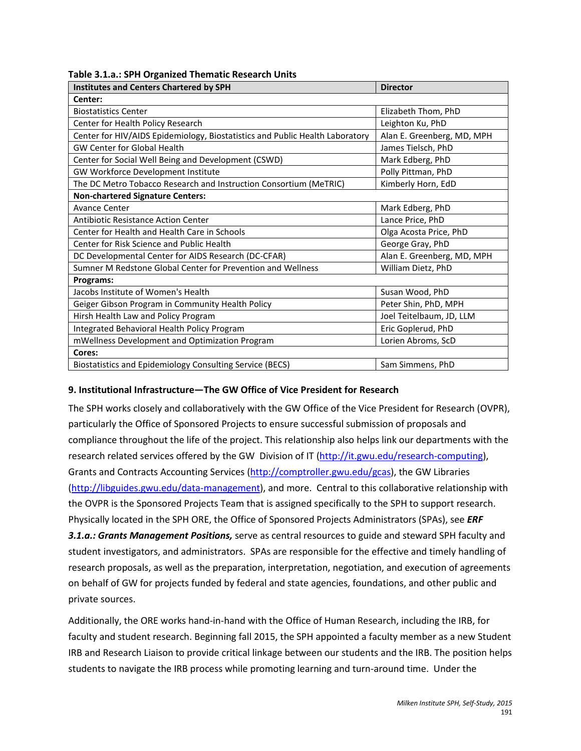**Table 3.1.a.: SPH Organized Thematic Research Units**

| Institutes and Centers Chartered by SPH | Director |
|---|---|
| **Center:** | |
| Biostatistics Center | Elizabeth Thom, PhD |
| Center for Health Policy Research | Leighton Ku, PhD |
| Center for HIV/AIDS Epidemiology, Biostatistics and Public Health Laboratory | Alan E. Greenberg, MD, MPH |
| GW Center for Global Health | James Tielsch, PhD |
| Center for Social Well Being and Development (CSWD) | Mark Edberg, PhD |
| GW Workforce Development Institute | Polly Pittman, PhD |
| The DC Metro Tobacco Research and Instruction Consortium (MeTRIC) | Kimberly Horn, EdD |
| **Non-chartered Signature Centers:** | |
| Avance Center | Mark Edberg, PhD |
| Antibiotic Resistance Action Center | Lance Price, PhD |
| Center for Health and Health Care in Schools | Olga Acosta Price, PhD |
| Center for Risk Science and Public Health | George Gray, PhD |
| DC Developmental Center for AIDS Research (DC-CFAR) | Alan E. Greenberg, MD, MPH |
| Sumner M Redstone Global Center for Prevention and Wellness | William Dietz, PhD |
| **Programs:** | |
| Jacobs Institute of Women's Health | Susan Wood, PhD |
| Geiger Gibson Program in Community Health Policy | Peter Shin, PhD, MPH |
| Hirsh Health Law and Policy Program | Joel Teitelbaum, JD, LLM |
| Integrated Behavioral Health Policy Program | Eric Goplerud, PhD |
| mWellness Development and Optimization Program | Lorien Abroms, ScD |
| **Cores:** | |
| Biostatistics and Epidemiology Consulting Service (BECS) | Sam Simmens, PhD |

**9. Institutional Infrastructure—The GW Office of Vice President for Research**

The SPH works closely and collaboratively with the GW Office of the Vice President for Research (OVPR), particularly the Office of Sponsored Projects to ensure successful submission of proposals and compliance throughout the life of the project. This relationship also helps link our departments with the research related services offered by the GW Division of IT (http://it.gwu.edu/research-computing), Grants and Contracts Accounting Services (http://comptroller.gwu.edu/gcas), the GW Libraries (http://libguides.gwu.edu/data-management), and more. Central to this collaborative relationship with the OVPR is the Sponsored Projects Team that is assigned specifically to the SPH to support research. Physically located in the SPH ORE, the Office of Sponsored Projects Administrators (SPAs), see ***ERF 3.1.a.: Grants Management Positions,*** serve as central resources to guide and steward SPH faculty and student investigators, and administrators. SPAs are responsible for the effective and timely handling of research proposals, as well as the preparation, interpretation, negotiation, and execution of agreements on behalf of GW for projects funded by federal and state agencies, foundations, and other public and private sources.

Additionally, the ORE works hand-in-hand with the Office of Human Research, including the IRB, for faculty and student research. Beginning fall 2015, the SPH appointed a faculty member as a new Student IRB and Research Liaison to provide critical linkage between our students and the IRB. The position helps students to navigate the IRB process while promoting learning and turn-around time. Under the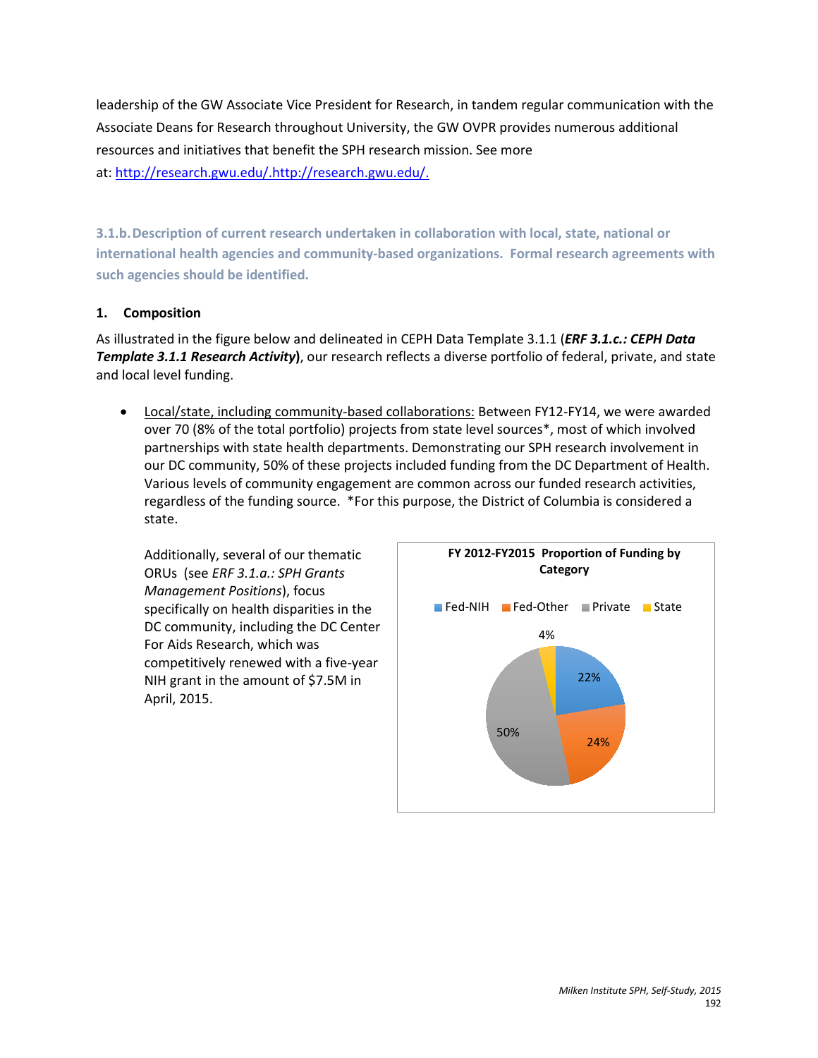leadership of the GW Associate Vice President for Research, in tandem regular communication with the Associate Deans for Research throughout University, the GW OVPR provides numerous additional resources and initiatives that benefit the SPH research mission. See more at: [http://research.gwu.edu/.http://research.gwu.edu/.](http://research.gwu.edu/)

### 3.1.b. Description of current research undertaken in collaboration with local, state, national or international health agencies and community-based organizations. Formal research agreements with such agencies should be identified.

**1. Composition**

As illustrated in the figure below and delineated in CEPH Data Template 3.1.1 (***ERF 3.1.c.: CEPH Data Template 3.1.1 Research Activity***), our research reflects a diverse portfolio of federal, private, and state and local level funding.

- Local/state, including community-based collaborations: Between FY12-FY14, we were awarded over 70 (8% of the total portfolio) projects from state level sources*, most of which involved partnerships with state health departments. Demonstrating our SPH research involvement in our DC community, 50% of these projects included funding from the DC Department of Health. Various levels of community engagement are common across our funded research activities, regardless of the funding source. *For this purpose, the District of Columbia is considered a state.

  Additionally, several of our thematic ORUs (see *ERF 3.1.a.: SPH Grants Management Positions*), focus specifically on health disparities in the DC community, including the DC Center For Aids Research, which was competitively renewed with a five-year NIH grant in the amount of $7.5M in April, 2015.

**FY 2012-FY2015 Proportion of Funding by Category**

| Category | Proportion |
|---|---|
| Fed-NIH | 22% |
| Fed-Other | 24% |
| Private | 50% |
| State | 4% |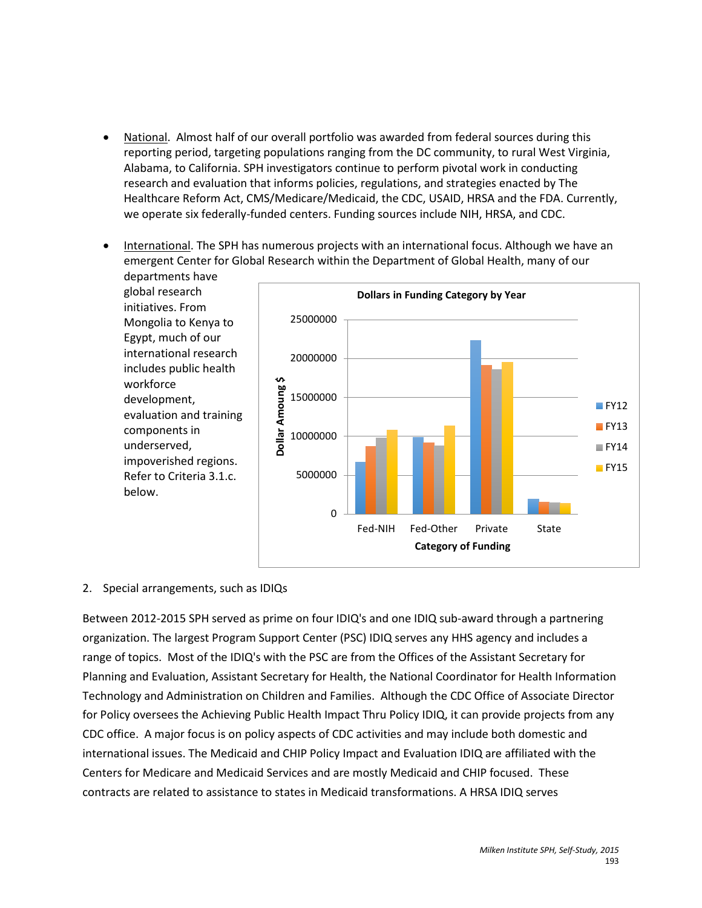- National. Almost half of our overall portfolio was awarded from federal sources during this reporting period, targeting populations ranging from the DC community, to rural West Virginia, Alabama, to California. SPH investigators continue to perform pivotal work in conducting research and evaluation that informs policies, regulations, and strategies enacted by The Healthcare Reform Act, CMS/Medicare/Medicaid, the CDC, USAID, HRSA and the FDA. Currently, we operate six federally-funded centers. Funding sources include NIH, HRSA, and CDC.

- International. The SPH has numerous projects with an international focus. Although we have an emergent Center for Global Research within the Department of Global Health, many of our departments have global research initiatives. From Mongolia to Kenya to Egypt, much of our international research includes public health workforce development, evaluation and training components in underserved, impoverished regions. Refer to Criteria 3.1.c. below.

2. Special arrangements, such as IDIQs

Between 2012-2015 SPH served as prime on four IDIQ's and one IDIQ sub-award through a partnering organization. The largest Program Support Center (PSC) IDIQ serves any HHS agency and includes a range of topics. Most of the IDIQ's with the PSC are from the Offices of the Assistant Secretary for Planning and Evaluation, Assistant Secretary for Health, the National Coordinator for Health Information Technology and Administration on Children and Families. Although the CDC Office of Associate Director for Policy oversees the Achieving Public Health Impact Thru Policy IDIQ, it can provide projects from any CDC office. A major focus is on policy aspects of CDC activities and may include both domestic and international issues. The Medicaid and CHIP Policy Impact and Evaluation IDIQ are affiliated with the Centers for Medicare and Medicaid Services and are mostly Medicaid and CHIP focused. These contracts are related to assistance to states in Medicaid transformations. A HRSA IDIQ serves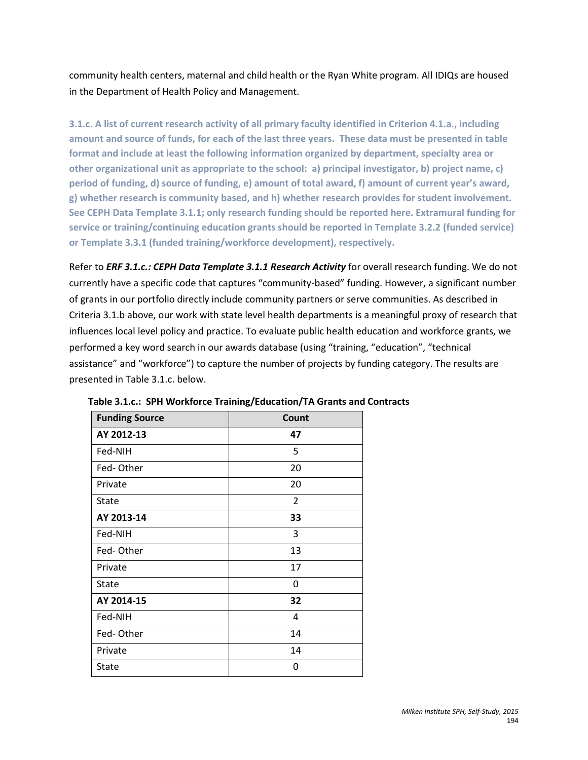community health centers, maternal and child health or the Ryan White program. All IDIQs are housed in the Department of Health Policy and Management.

**3.1.c. A list of current research activity of all primary faculty identified in Criterion 4.1.a., including amount and source of funds, for each of the last three years. These data must be presented in table format and include at least the following information organized by department, specialty area or other organizational unit as appropriate to the school: a) principal investigator, b) project name, c) period of funding, d) source of funding, e) amount of total award, f) amount of current year's award, g) whether research is community based, and h) whether research provides for student involvement. See CEPH Data Template 3.1.1; only research funding should be reported here. Extramural funding for service or training/continuing education grants should be reported in Template 3.2.2 (funded service) or Template 3.3.1 (funded training/workforce development), respectively.**

Refer to ***ERF 3.1.c.: CEPH Data Template 3.1.1 Research Activity*** for overall research funding. We do not currently have a specific code that captures "community-based" funding. However, a significant number of grants in our portfolio directly include community partners or serve communities. As described in Criteria 3.1.b above, our work with state level health departments is a meaningful proxy of research that influences local level policy and practice. To evaluate public health education and workforce grants, we performed a key word search in our awards database (using "training, "education", "technical assistance" and "workforce") to capture the number of projects by funding category. The results are presented in Table 3.1.c. below.

**Table 3.1.c.: SPH Workforce Training/Education/TA Grants and Contracts**

| Funding Source | Count |
|---|---|
| **AY 2012-13** | **47** |
| Fed-NIH | 5 |
| Fed- Other | 20 |
| Private | 20 |
| State | 2 |
| **AY 2013-14** | **33** |
| Fed-NIH | 3 |
| Fed- Other | 13 |
| Private | 17 |
| State | 0 |
| **AY 2014-15** | **32** |
| Fed-NIH | 4 |
| Fed- Other | 14 |
| Private | 14 |
| State | 0 |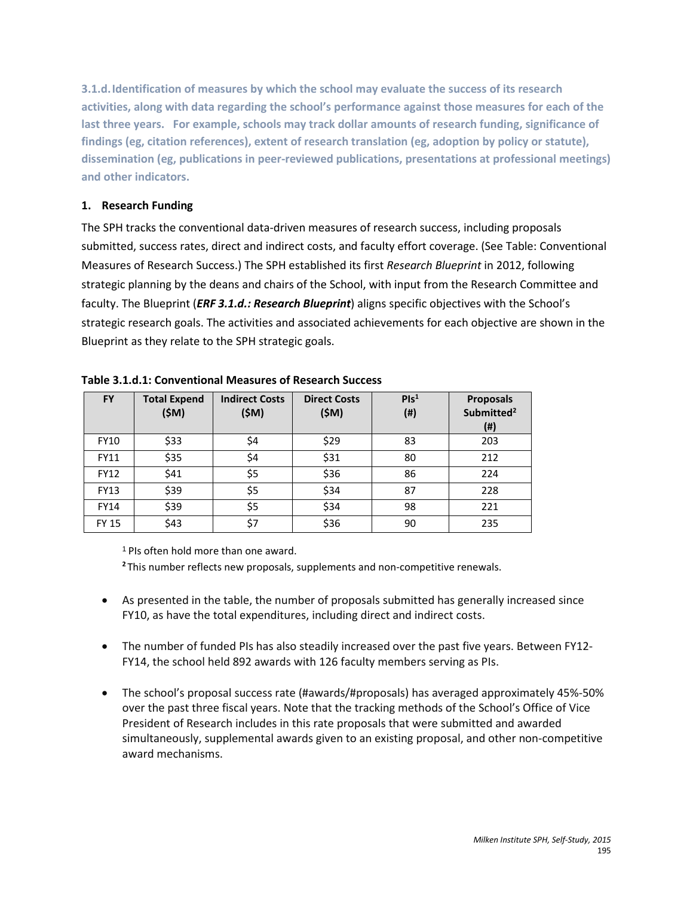**3.1.d. Identification of measures by which the school may evaluate the success of its research activities, along with data regarding the school's performance against those measures for each of the last three years. For example, schools may track dollar amounts of research funding, significance of findings (eg, citation references), extent of research translation (eg, adoption by policy or statute), dissemination (eg, publications in peer-reviewed publications, presentations at professional meetings) and other indicators.**

**1. Research Funding**

The SPH tracks the conventional data-driven measures of research success, including proposals submitted, success rates, direct and indirect costs, and faculty effort coverage. (See Table: Conventional Measures of Research Success.) The SPH established its first *Research Blueprint* in 2012, following strategic planning by the deans and chairs of the School, with input from the Research Committee and faculty. The Blueprint (***ERF 3.1.d.: Research Blueprint***) aligns specific objectives with the School's strategic research goals. The activities and associated achievements for each objective are shown in the Blueprint as they relate to the SPH strategic goals.

**Table 3.1.d.1: Conventional Measures of Research Success**

| FY | Total Expend ($M) | Indirect Costs ($M) | Direct Costs ($M) | PIs[1] (#) | Proposals Submitted[2] (#) |
|---|---|---|---|---|---|
| FY10 | $33 | $4 | $29 | 83 | 203 |
| FY11 | $35 | $4 | $31 | 80 | 212 |
| FY12 | $41 | $5 | $36 | 86 | 224 |
| FY13 | $39 | $5 | $34 | 87 | 228 |
| FY14 | $39 | $5 | $34 | 98 | 221 |
| FY 15 | $43 | $7 | $36 | 90 | 235 |

[1] PIs often hold more than one award.

[2] This number reflects new proposals, supplements and non-competitive renewals.

- As presented in the table, the number of proposals submitted has generally increased since FY10, as have the total expenditures, including direct and indirect costs.

- The number of funded PIs has also steadily increased over the past five years. Between FY12-FY14, the school held 892 awards with 126 faculty members serving as PIs.

- The school's proposal success rate (#awards/#proposals) has averaged approximately 45%-50% over the past three fiscal years. Note that the tracking methods of the School's Office of Vice President of Research includes in this rate proposals that were submitted and awarded simultaneously, supplemental awards given to an existing proposal, and other non-competitive award mechanisms.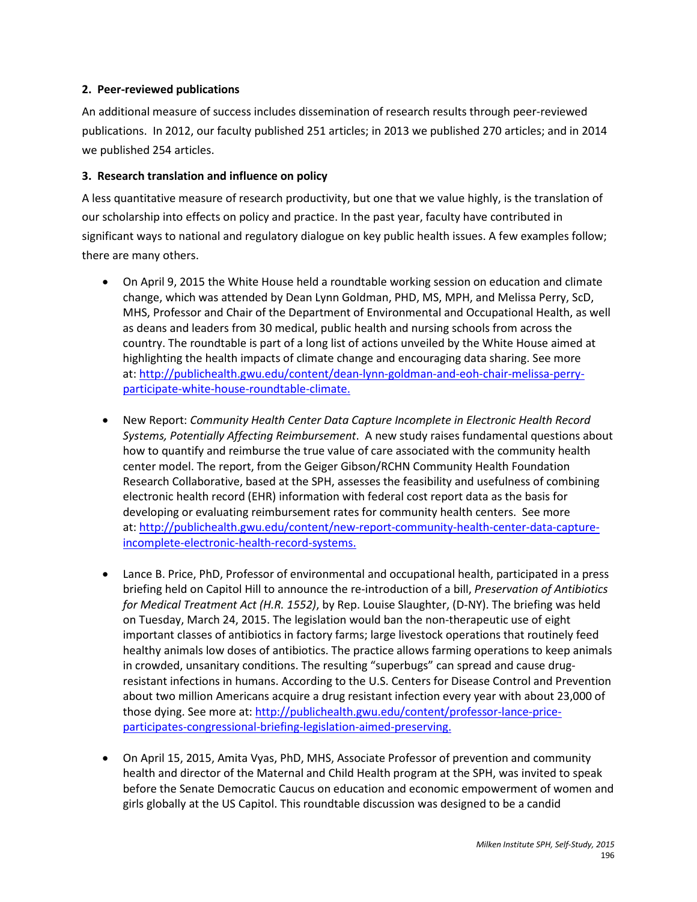**2. Peer-reviewed publications**

An additional measure of success includes dissemination of research results through peer-reviewed publications. In 2012, our faculty published 251 articles; in 2013 we published 270 articles; and in 2014 we published 254 articles.

**3. Research translation and influence on policy**

A less quantitative measure of research productivity, but one that we value highly, is the translation of our scholarship into effects on policy and practice. In the past year, faculty have contributed in significant ways to national and regulatory dialogue on key public health issues. A few examples follow; there are many others.

- On April 9, 2015 the White House held a roundtable working session on education and climate change, which was attended by Dean Lynn Goldman, PHD, MS, MPH, and Melissa Perry, ScD, MHS, Professor and Chair of the Department of Environmental and Occupational Health, as well as deans and leaders from 30 medical, public health and nursing schools from across the country. The roundtable is part of a long list of actions unveiled by the White House aimed at highlighting the health impacts of climate change and encouraging data sharing. See more at: [http://publichealth.gwu.edu/content/dean-lynn-goldman-and-eoh-chair-melissa-perry-participate-white-house-roundtable-climate.](http://publichealth.gwu.edu/content/dean-lynn-goldman-and-eoh-chair-melissa-perry-participate-white-house-roundtable-climate)

- New Report: *Community Health Center Data Capture Incomplete in Electronic Health Record Systems, Potentially Affecting Reimbursement*. A new study raises fundamental questions about how to quantify and reimburse the true value of care associated with the community health center model. The report, from the Geiger Gibson/RCHN Community Health Foundation Research Collaborative, based at the SPH, assesses the feasibility and usefulness of combining electronic health record (EHR) information with federal cost report data as the basis for developing or evaluating reimbursement rates for community health centers. See more at: [http://publichealth.gwu.edu/content/new-report-community-health-center-data-capture-incomplete-electronic-health-record-systems.](http://publichealth.gwu.edu/content/new-report-community-health-center-data-capture-incomplete-electronic-health-record-systems)

- Lance B. Price, PhD, Professor of environmental and occupational health, participated in a press briefing held on Capitol Hill to announce the re-introduction of a bill, *Preservation of Antibiotics for Medical Treatment Act (H.R. 1552)*, by Rep. Louise Slaughter, (D-NY). The briefing was held on Tuesday, March 24, 2015. The legislation would ban the non-therapeutic use of eight important classes of antibiotics in factory farms; large livestock operations that routinely feed healthy animals low doses of antibiotics. The practice allows farming operations to keep animals in crowded, unsanitary conditions. The resulting "superbugs" can spread and cause drug-resistant infections in humans. According to the U.S. Centers for Disease Control and Prevention about two million Americans acquire a drug resistant infection every year with about 23,000 of those dying. See more at: [http://publichealth.gwu.edu/content/professor-lance-price-participates-congressional-briefing-legislation-aimed-preserving.](http://publichealth.gwu.edu/content/professor-lance-price-participates-congressional-briefing-legislation-aimed-preserving)

- On April 15, 2015, Amita Vyas, PhD, MHS, Associate Professor of prevention and community health and director of the Maternal and Child Health program at the SPH, was invited to speak before the Senate Democratic Caucus on education and economic empowerment of women and girls globally at the US Capitol. This roundtable discussion was designed to be a candid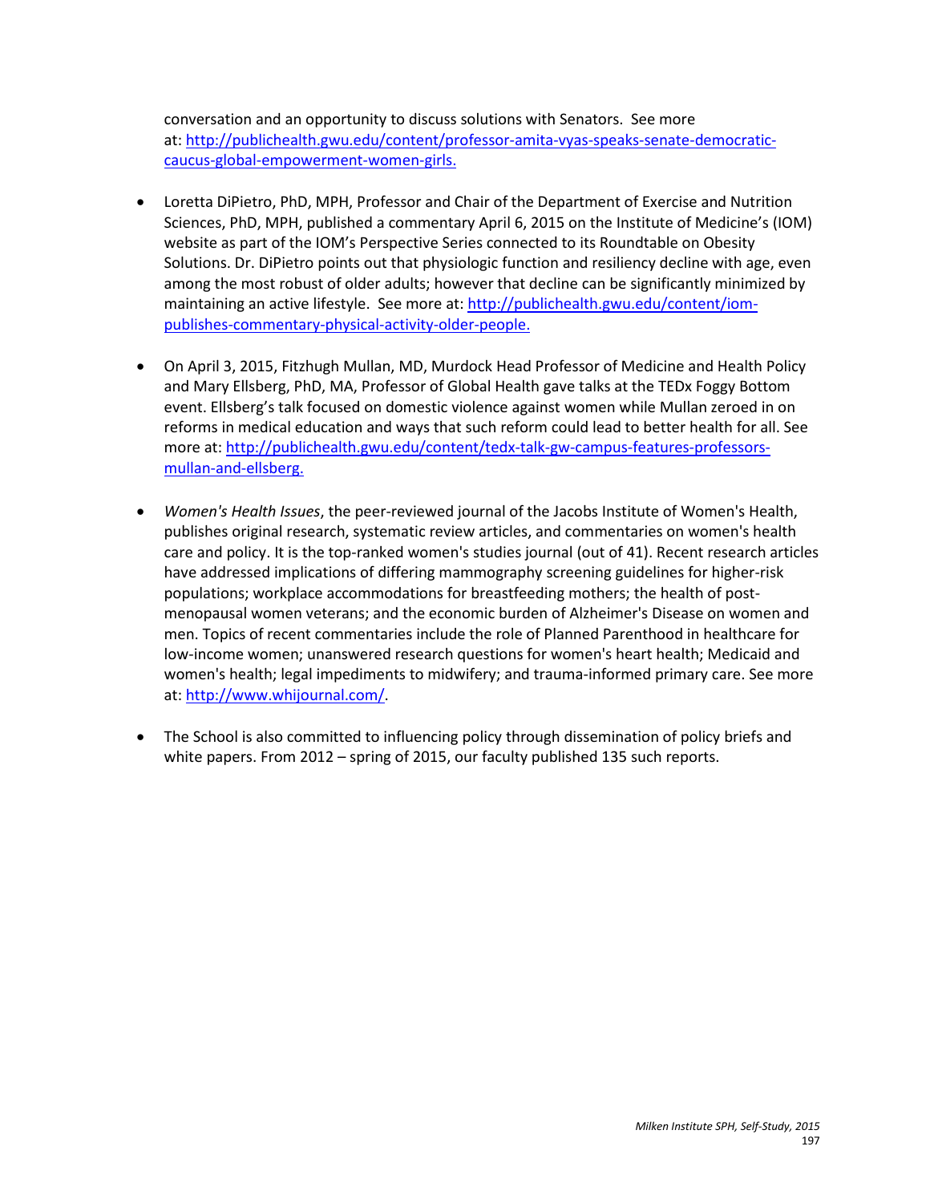conversation and an opportunity to discuss solutions with Senators. See more at: [http://publichealth.gwu.edu/content/professor-amita-vyas-speaks-senate-democratic-caucus-global-empowerment-women-girls.](http://publichealth.gwu.edu/content/professor-amita-vyas-speaks-senate-democratic-caucus-global-empowerment-women-girls)

- Loretta DiPietro, PhD, MPH, Professor and Chair of the Department of Exercise and Nutrition Sciences, PhD, MPH, published a commentary April 6, 2015 on the Institute of Medicine's (IOM) website as part of the IOM's Perspective Series connected to its Roundtable on Obesity Solutions. Dr. DiPietro points out that physiologic function and resiliency decline with age, even among the most robust of older adults; however that decline can be significantly minimized by maintaining an active lifestyle. See more at: [http://publichealth.gwu.edu/content/iom-publishes-commentary-physical-activity-older-people.](http://publichealth.gwu.edu/content/iom-publishes-commentary-physical-activity-older-people)

- On April 3, 2015, Fitzhugh Mullan, MD, Murdock Head Professor of Medicine and Health Policy and Mary Ellsberg, PhD, MA, Professor of Global Health gave talks at the TEDx Foggy Bottom event. Ellsberg's talk focused on domestic violence against women while Mullan zeroed in on reforms in medical education and ways that such reform could lead to better health for all. See more at: [http://publichealth.gwu.edu/content/tedx-talk-gw-campus-features-professors-mullan-and-ellsberg.](http://publichealth.gwu.edu/content/tedx-talk-gw-campus-features-professors-mullan-and-ellsberg)

- *Women's Health Issues*, the peer-reviewed journal of the Jacobs Institute of Women's Health, publishes original research, systematic review articles, and commentaries on women's health care and policy. It is the top-ranked women's studies journal (out of 41). Recent research articles have addressed implications of differing mammography screening guidelines for higher-risk populations; workplace accommodations for breastfeeding mothers; the health of post-menopausal women veterans; and the economic burden of Alzheimer's Disease on women and men. Topics of recent commentaries include the role of Planned Parenthood in healthcare for low-income women; unanswered research questions for women's heart health; Medicaid and women's health; legal impediments to midwifery; and trauma-informed primary care. See more at: [http://www.whijournal.com/](http://www.whijournal.com/).

- The School is also committed to influencing policy through dissemination of policy briefs and white papers. From 2012 – spring of 2015, our faculty published 135 such reports.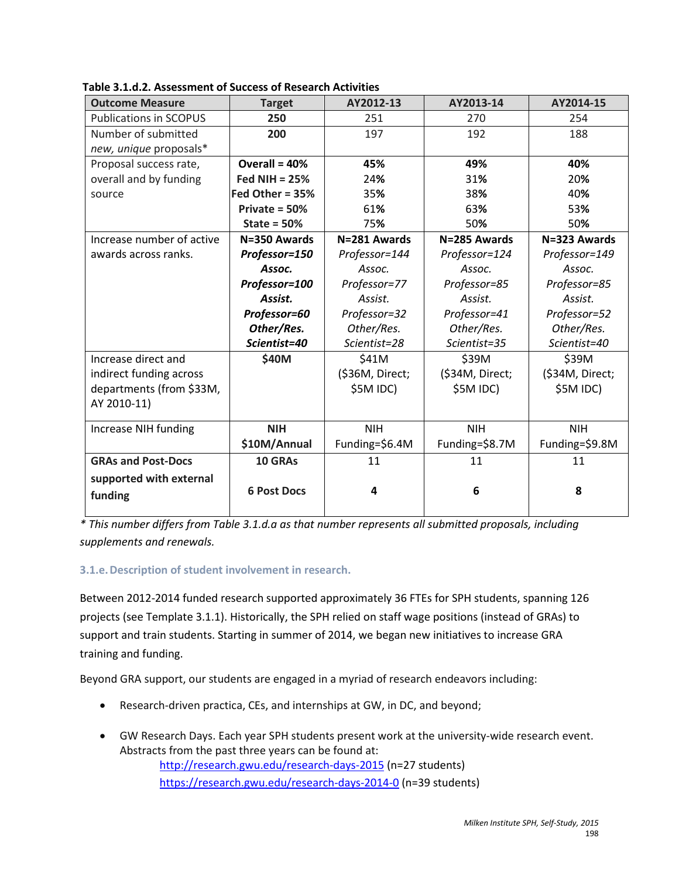**Table 3.1.d.2. Assessment of Success of Research Activities**

| Outcome Measure | Target | AY2012-13 | AY2013-14 | AY2014-15 |
|---|---|---|---|---|
| Publications in SCOPUS | **250** | 251 | 270 | 254 |
| Number of submitted *new, unique* proposals* | **200** | 197 | 192 | 188 |
| Proposal success rate, overall and by funding source | **Overall = 40%**<br>**Fed NIH = 25%**<br>**Fed Other = 35%**<br>**Private = 50%**<br>**State = 50%** | **45%**<br>24%<br>35%<br>61%<br>75% | **49%**<br>31%<br>38%<br>63%<br>50% | **40%**<br>20%<br>40%<br>53%<br>50% |
| Increase number of active awards across ranks. | **N=350 Awards**<br>***Professor=150***<br>***Assoc. Professor=100***<br>***Assist. Professor=60***<br>***Other/Res. Scientist=40*** | **N=281 Awards**<br>*Professor=144*<br>*Assoc. Professor=77*<br>*Assist. Professor=32*<br>*Other/Res. Scientist=28* | **N=285 Awards**<br>*Professor=124*<br>*Assoc. Professor=85*<br>*Assist. Professor=41*<br>*Other/Res. Scientist=35* | **N=323 Awards**<br>*Professor=149*<br>*Assoc. Professor=85*<br>*Assist. Professor=52*<br>*Other/Res. Scientist=40* |
| Increase direct and indirect funding across departments (from $33M, AY 2010-11) | **$40M** | $41M ($36M, Direct; $5M IDC) | $39M ($34M, Direct; $5M IDC) | $39M ($34M, Direct; $5M IDC) |
| Increase NIH funding | **NIH $10M/Annual** | NIH Funding=$6.4M | NIH Funding=$8.7M | NIH Funding=$9.8M |
| **GRAs and Post-Docs supported with external funding** | **10 GRAs**<br>**6 Post Docs** | 11<br>**4** | 11<br>**6** | 11<br>**8** |

*\* This number differs from Table 3.1.d.a as that number represents all submitted proposals, including supplements and renewals.*

### 3.1.e. Description of student involvement in research.

Between 2012-2014 funded research supported approximately 36 FTEs for SPH students, spanning 126 projects (see Template 3.1.1). Historically, the SPH relied on staff wage positions (instead of GRAs) to support and train students. Starting in summer of 2014, we began new initiatives to increase GRA training and funding.

Beyond GRA support, our students are engaged in a myriad of research endeavors including:

- Research-driven practica, CEs, and internships at GW, in DC, and beyond;
- GW Research Days. Each year SPH students present work at the university-wide research event. Abstracts from the past three years can be found at:
  - http://research.gwu.edu/research-days-2015 (n=27 students)
  - https://research.gwu.edu/research-days-2014-0 (n=39 students)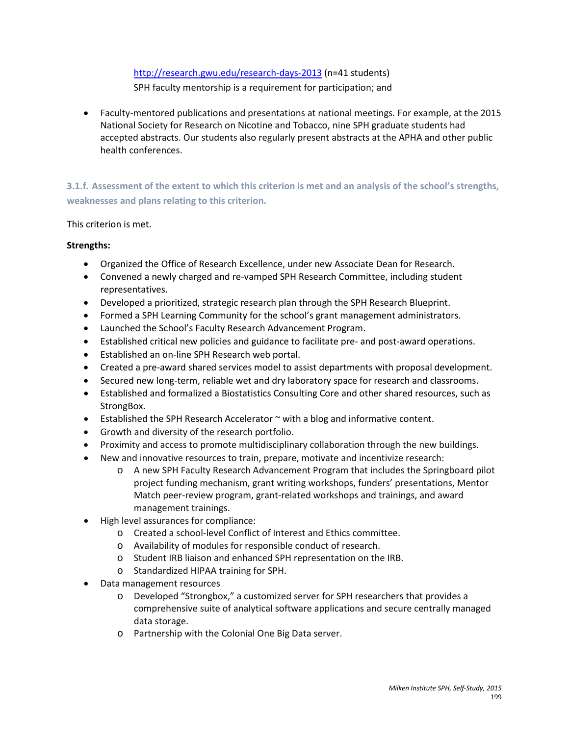http://research.gwu.edu/research-days-2013 (n=41 students)
SPH faculty mentorship is a requirement for participation; and

- Faculty-mentored publications and presentations at national meetings. For example, at the 2015 National Society for Research on Nicotine and Tobacco, nine SPH graduate students had accepted abstracts. Our students also regularly present abstracts at the APHA and other public health conferences.

### 3.1.f. Assessment of the extent to which this criterion is met and an analysis of the school's strengths, weaknesses and plans relating to this criterion.

This criterion is met.

**Strengths:**

- Organized the Office of Research Excellence, under new Associate Dean for Research.
- Convened a newly charged and re-vamped SPH Research Committee, including student representatives.
- Developed a prioritized, strategic research plan through the SPH Research Blueprint.
- Formed a SPH Learning Community for the school's grant management administrators.
- Launched the School's Faculty Research Advancement Program.
- Established critical new policies and guidance to facilitate pre- and post-award operations.
- Established an on-line SPH Research web portal.
- Created a pre-award shared services model to assist departments with proposal development.
- Secured new long-term, reliable wet and dry laboratory space for research and classrooms.
- Established and formalized a Biostatistics Consulting Core and other shared resources, such as StrongBox.
- Established the SPH Research Accelerator ~ with a blog and informative content.
- Growth and diversity of the research portfolio.
- Proximity and access to promote multidisciplinary collaboration through the new buildings.
- New and innovative resources to train, prepare, motivate and incentivize research:
    - A new SPH Faculty Research Advancement Program that includes the Springboard pilot project funding mechanism, grant writing workshops, funders' presentations, Mentor Match peer-review program, grant-related workshops and trainings, and award management trainings.
- High level assurances for compliance:
    - Created a school-level Conflict of Interest and Ethics committee.
    - Availability of modules for responsible conduct of research.
    - Student IRB liaison and enhanced SPH representation on the IRB.
    - Standardized HIPAA training for SPH.
- Data management resources
    - Developed "Strongbox," a customized server for SPH researchers that provides a comprehensive suite of analytical software applications and secure centrally managed data storage.
    - Partnership with the Colonial One Big Data server.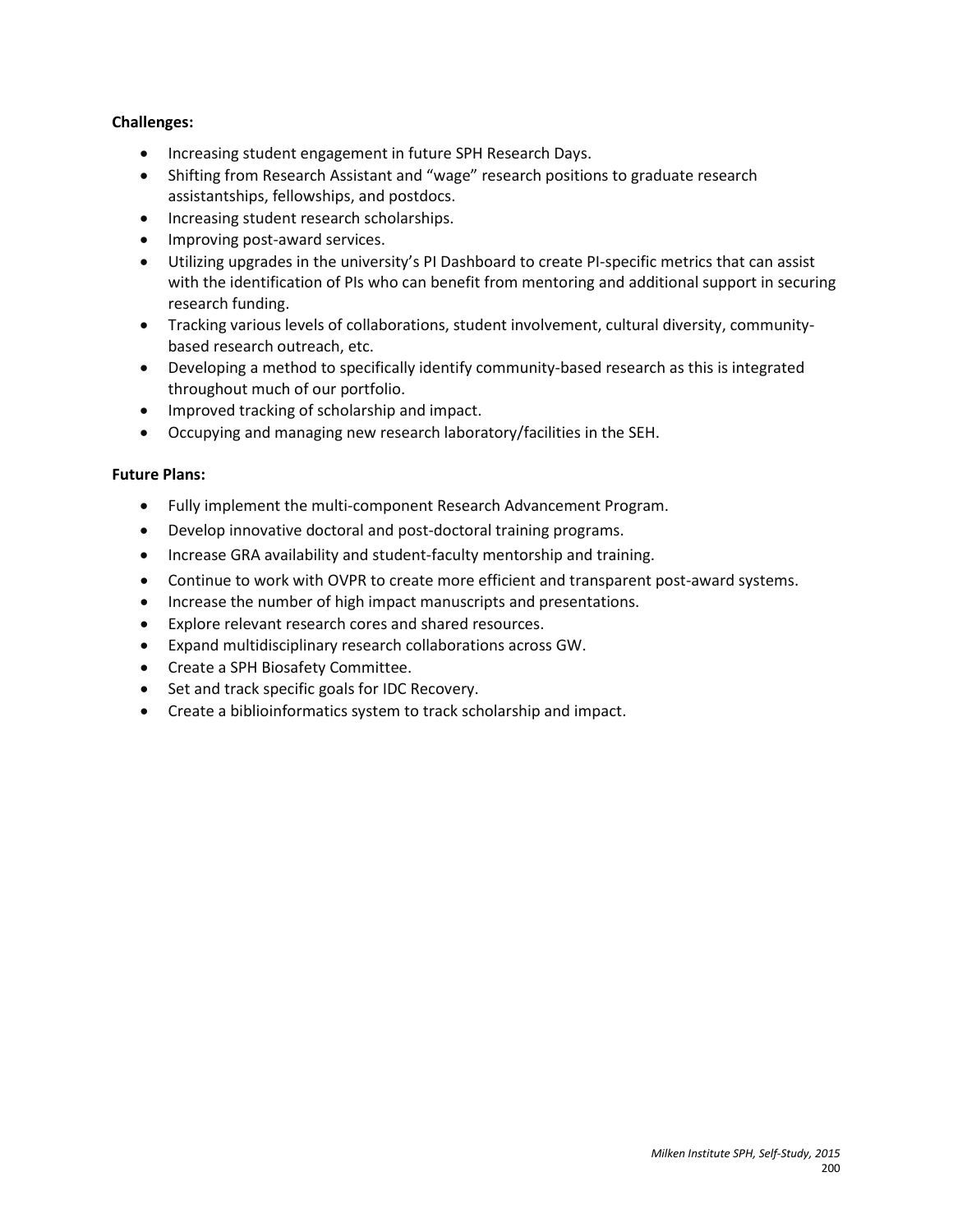**Challenges:**

- Increasing student engagement in future SPH Research Days.
- Shifting from Research Assistant and "wage" research positions to graduate research assistantships, fellowships, and postdocs.
- Increasing student research scholarships.
- Improving post-award services.
- Utilizing upgrades in the university's PI Dashboard to create PI-specific metrics that can assist with the identification of PIs who can benefit from mentoring and additional support in securing research funding.
- Tracking various levels of collaborations, student involvement, cultural diversity, community-based research outreach, etc.
- Developing a method to specifically identify community-based research as this is integrated throughout much of our portfolio.
- Improved tracking of scholarship and impact.
- Occupying and managing new research laboratory/facilities in the SEH.

**Future Plans:**

- Fully implement the multi-component Research Advancement Program.
- Develop innovative doctoral and post-doctoral training programs.
- Increase GRA availability and student-faculty mentorship and training.
- Continue to work with OVPR to create more efficient and transparent post-award systems.
- Increase the number of high impact manuscripts and presentations.
- Explore relevant research cores and shared resources.
- Expand multidisciplinary research collaborations across GW.
- Create a SPH Biosafety Committee.
- Set and track specific goals for IDC Recovery.
- Create a biblioinformatics system to track scholarship and impact.